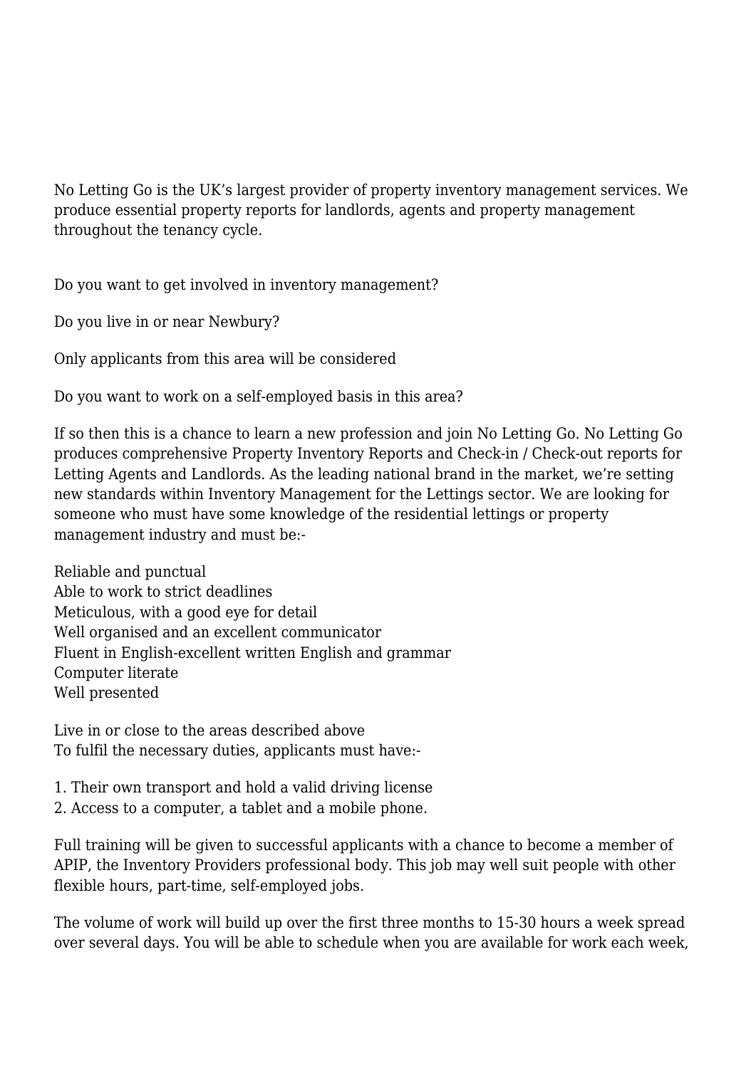No Letting Go is the UK's largest provider of property inventory management services. We produce essential property reports for landlords, agents and property management throughout the tenancy cycle.

Do you want to get involved in inventory management?

Do you live in or near Newbury?

Only applicants from this area will be considered

Do you want to work on a self-employed basis in this area?

If so then this is a chance to learn a new profession and join No Letting Go. No Letting Go produces comprehensive Property Inventory Reports and Check-in / Check-out reports for Letting Agents and Landlords. As the leading national brand in the market, we're setting new standards within Inventory Management for the Lettings sector. We are looking for someone who must have some knowledge of the residential lettings or property management industry and must be:-

Reliable and punctual
Able to work to strict deadlines
Meticulous, with a good eye for detail
Well organised and an excellent communicator
Fluent in English-excellent written English and grammar
Computer literate
Well presented

Live in or close to the areas described above
To fulfil the necessary duties, applicants must have:-

1. Their own transport and hold a valid driving license
2. Access to a computer, a tablet and a mobile phone.

Full training will be given to successful applicants with a chance to become a member of APIP, the Inventory Providers professional body. This job may well suit people with other flexible hours, part-time, self-employed jobs.

The volume of work will build up over the first three months to 15-30 hours a week spread over several days. You will be able to schedule when you are available for work each week,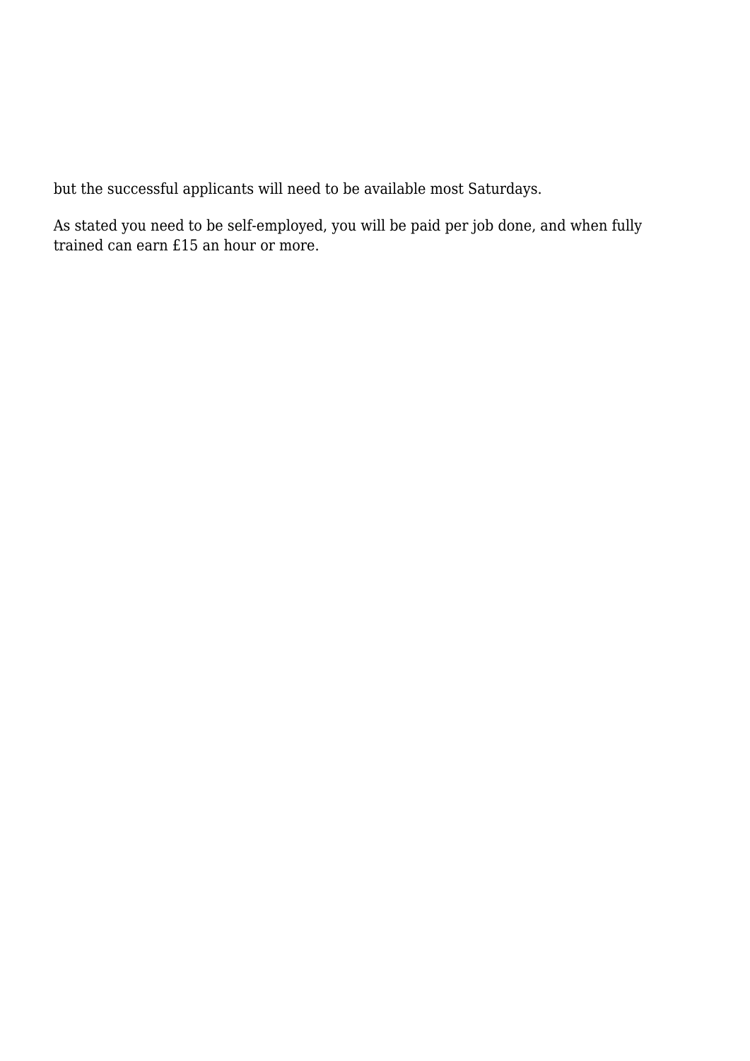but the successful applicants will need to be available most Saturdays.

As stated you need to be self-employed, you will be paid per job done, and when fully trained can earn £15 an hour or more.